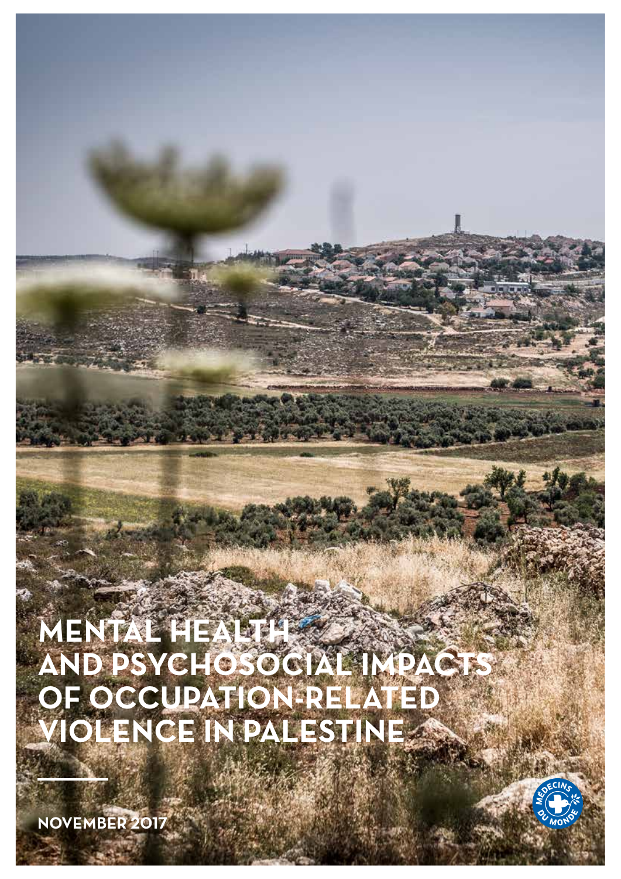# MENTAL HEALTH AND PSYCHOSOCIAL IMPACTS OF OCCUPATION-RELATED VIOLENCE IN PALESTINE

NOVEMBER 2017

MÉDECINS DU MONDE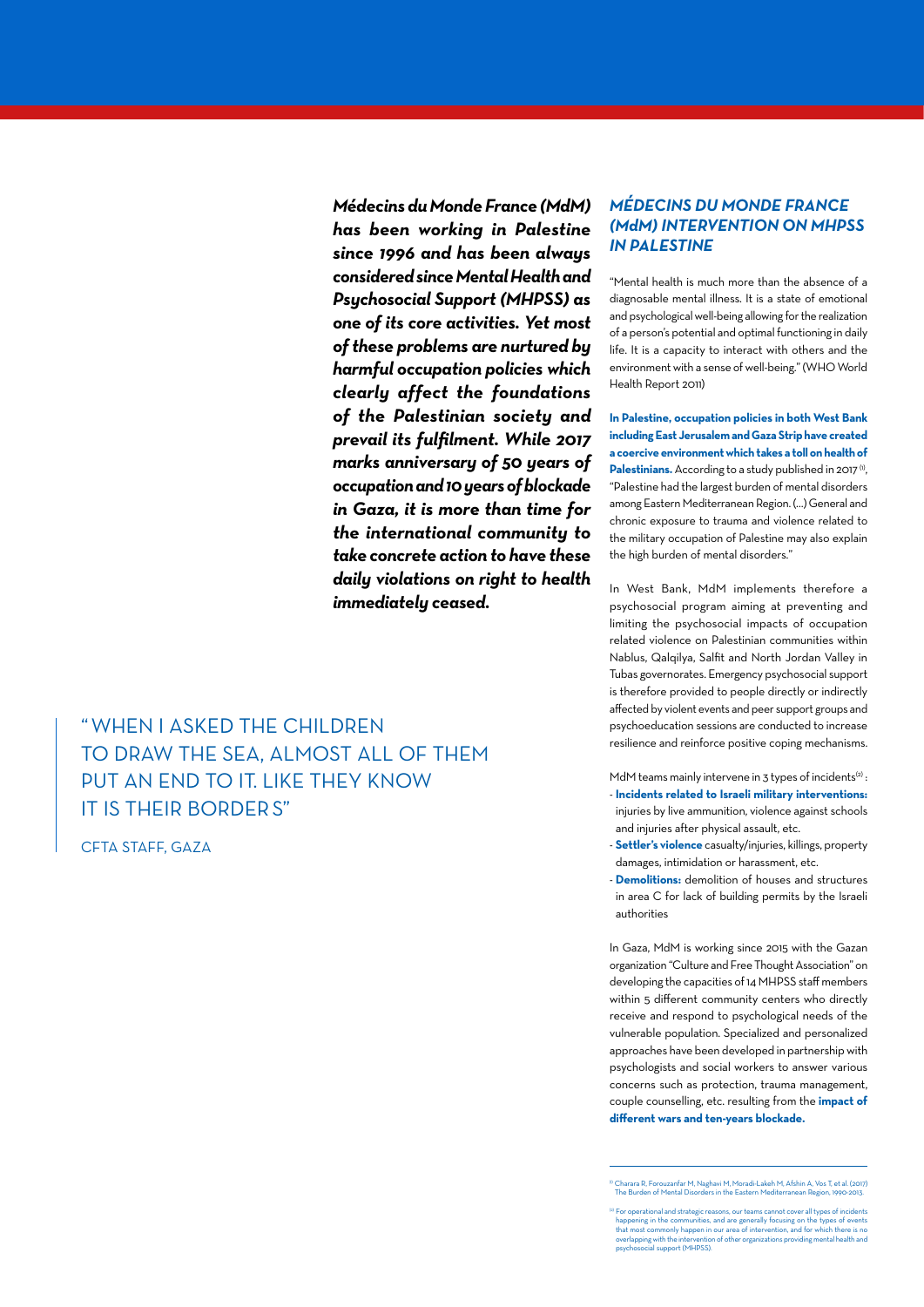***Médecins du Monde France (MdM) has been working in Palestine since 1996 and has been always considered since Mental Health and Psychosocial Support (MHPSS) as one of its core activities. Yet most of these problems are nurtured by harmful occupation policies which clearly affect the foundations of the Palestinian society and prevail its fulfilment. While 2017 marks anniversary of 50 years of occupation and 10 years of blockade in Gaza, it is more than time for the international community to take concrete action to have these daily violations on right to health immediately ceased.***

> "WHEN I ASKED THE CHILDREN TO DRAW THE SEA, ALMOST ALL OF THEM PUT AN END TO IT. LIKE THEY KNOW IT IS THEIR BORDER S"
>
> CFTA STAFF, GAZA

## *MÉDECINS DU MONDE FRANCE (MdM) INTERVENTION ON MHPSS IN PALESTINE*

"Mental health is much more than the absence of a diagnosable mental illness. It is a state of emotional and psychological well-being allowing for the realization of a person's potential and optimal functioning in daily life. It is a capacity to interact with others and the environment with a sense of well-being." (WHO World Health Report 2011)

**In Palestine, occupation policies in both West Bank including East Jerusalem and Gaza Strip have created a coercive environment which takes a toll on health of Palestinians.** According to a study published in 2017 [1], "Palestine had the largest burden of mental disorders among Eastern Mediterranean Region. (...) General and chronic exposure to trauma and violence related to the military occupation of Palestine may also explain the high burden of mental disorders."

In West Bank, MdM implements therefore a psychosocial program aiming at preventing and limiting the psychosocial impacts of occupation related violence on Palestinian communities within Nablus, Qalqilya, Salfit and North Jordan Valley in Tubas governorates. Emergency psychosocial support is therefore provided to people directly or indirectly affected by violent events and peer support groups and psychoeducation sessions are conducted to increase resilience and reinforce positive coping mechanisms.

MdM teams mainly intervene in 3 types of incidents[2] :

- **Incidents related to Israeli military interventions:** injuries by live ammunition, violence against schools and injuries after physical assault, etc.
- **Settler's violence** casualty/injuries, killings, property damages, intimidation or harassment, etc.
- **Demolitions:** demolition of houses and structures in area C for lack of building permits by the Israeli authorities

In Gaza, MdM is working since 2015 with the Gazan organization "Culture and Free Thought Association" on developing the capacities of 14 MHPSS staff members within 5 different community centers who directly receive and respond to psychological needs of the vulnerable population. Specialized and personalized approaches have been developed in partnership with psychologists and social workers to answer various concerns such as protection, trauma management, couple counselling, etc. resulting from the **impact of different wars and ten-years blockade.**

---

[1] Charara R, Forouzanfar M, Naghavi M, Moradi-Lakeh M, Afshin A, Vos T, et al. (2017) The Burden of Mental Disorders in the Eastern Mediterranean Region, 1990-2013.

[2] For operational and strategic reasons, our teams cannot cover all types of incidents happening in the communities, and are generally focusing on the types of events that most commonly happen in our area of intervention, and for which there is no overlapping with the intervention of other organizations providing mental health and psychosocial support (MHPSS).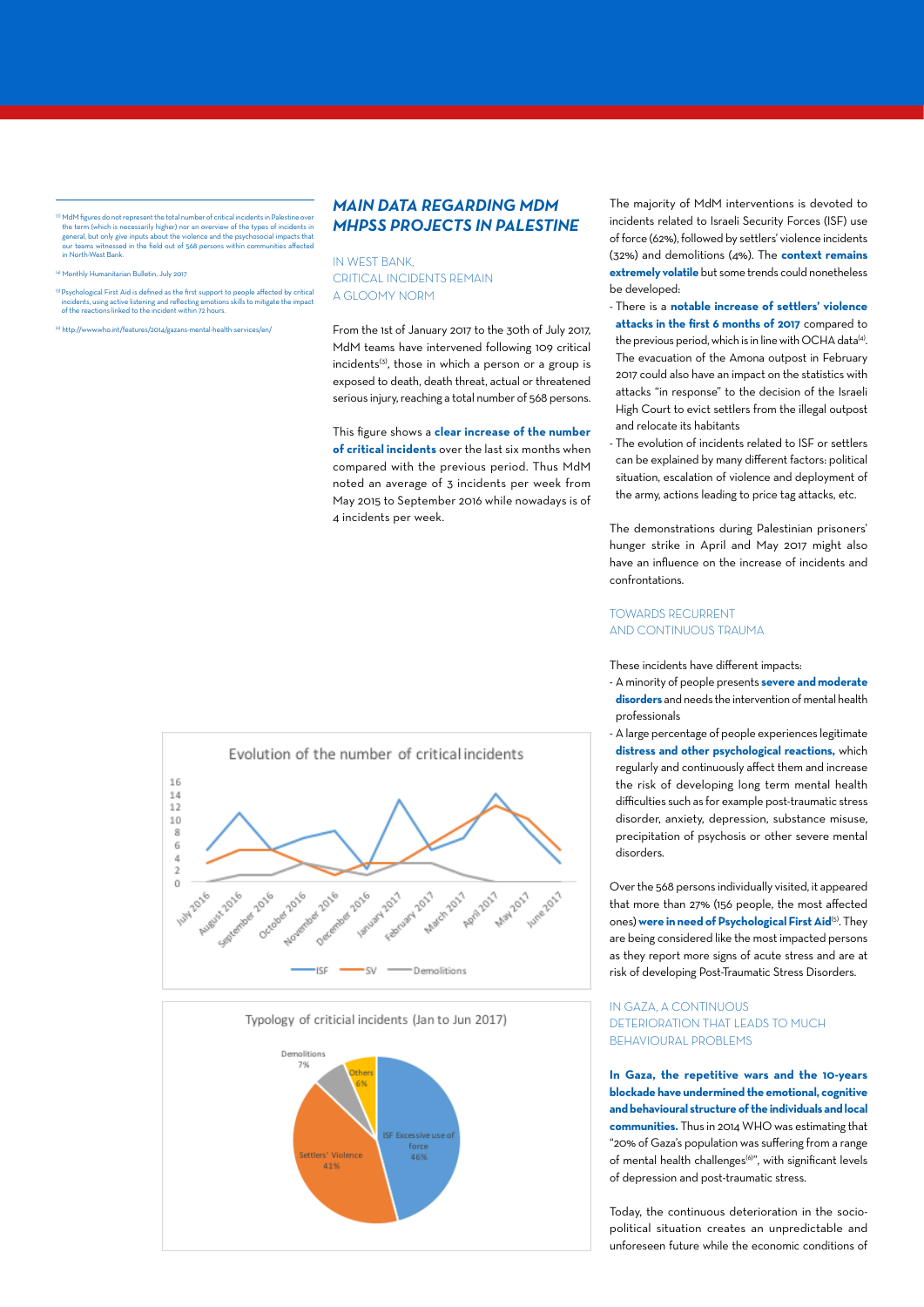## MAIN DATA REGARDING MDM MHPSS PROJECTS IN PALESTINE

### IN WEST BANK, CRITICAL INCIDENTS REMAIN A GLOOMY NORM

From the 1st of January 2017 to the 30th of July 2017, MdM teams have intervened following 109 critical incidents[3], those in which a person or a group is exposed to death, death threat, actual or threatened serious injury, reaching a total number of 568 persons.

This figure shows a **clear increase of the number of critical incidents** over the last six months when compared with the previous period. Thus MdM noted an average of 3 incidents per week from May 2015 to September 2016 while nowadays is of 4 incidents per week.

Evolution of the number of critical incidents

16
14
12
10
8
6
4
2
0

July 2016, August 2016, September 2016, October 2016, November 2016, December 2016, January 2017, February 2017, March 2017, April 2017, May 2017, June 2017

ISF — SV — Demolitions

Typology of criticial incidents (Jan to Jun 2017)

Demolitions 7%

Others 6%

ISF Excessive use of force 46%

Settlers' Violence 41%

The majority of MdM interventions is devoted to incidents related to Israeli Security Forces (ISF) use of force (62%), followed by settlers' violence incidents (32%) and demolitions (4%). The **context remains extremely volatile** but some trends could nonetheless be developed:

- There is a **notable increase of settlers' violence attacks in the first 6 months of 2017** compared to the previous period, which is in line with OCHA data[4]. The evacuation of the Amona outpost in February 2017 could also have an impact on the statistics with attacks "in response" to the decision of the Israeli High Court to evict settlers from the illegal outpost and relocate its habitants
- The evolution of incidents related to ISF or settlers can be explained by many different factors: political situation, escalation of violence and deployment of the army, actions leading to price tag attacks, etc.

The demonstrations during Palestinian prisoners' hunger strike in April and May 2017 might also have an influence on the increase of incidents and confrontations.

### TOWARDS RECURRENT AND CONTINUOUS TRAUMA

These incidents have different impacts:

- A minority of people presents **severe and moderate disorders** and needs the intervention of mental health professionals
- A large percentage of people experiences legitimate **distress and other psychological reactions,** which regularly and continuously affect them and increase the risk of developing long term mental health difficulties such as for example post-traumatic stress disorder, anxiety, depression, substance misuse, precipitation of psychosis or other severe mental disorders.

Over the 568 persons individually visited, it appeared that more than 27% (156 people, the most affected ones) **were in need of Psychological First Aid**[5]. They are being considered like the most impacted persons as they report more signs of acute stress and are at risk of developing Post-Traumatic Stress Disorders.

### IN GAZA, A CONTINUOUS DETERIORATION THAT LEADS TO MUCH BEHAVIOURAL PROBLEMS

**In Gaza, the repetitive wars and the 10-years blockade have undermined the emotional, cognitive and behavioural structure of the individuals and local communities.** Thus in 2014 WHO was estimating that "20% of Gaza's population was suffering from a range of mental health challenges[6]", with significant levels of depression and post-traumatic stress.

Today, the continuous deterioration in the socio-political situation creates an unpredictable and unforeseen future while the economic conditions of

---

[3] MdM figures do not represent the total number of critical incidents in Palestine over the term (which is necessarily higher) nor an overview of the types of incidents in general, but only give inputs about the violence and the psychosocial impacts that our teams witnessed in the field out of 568 persons within communities affected in North-West Bank.

[4] Monthly Humanitarian Bulletin, July 2017

[5] Psychological First Aid is defined as the first support to people affected by critical incidents, using active listening and reflecting emotions skills to mitigate the impact of the reactions linked to the incident within 72 hours.

[6] http://www.who.int/features/2014/gazans-mental-health-services/en/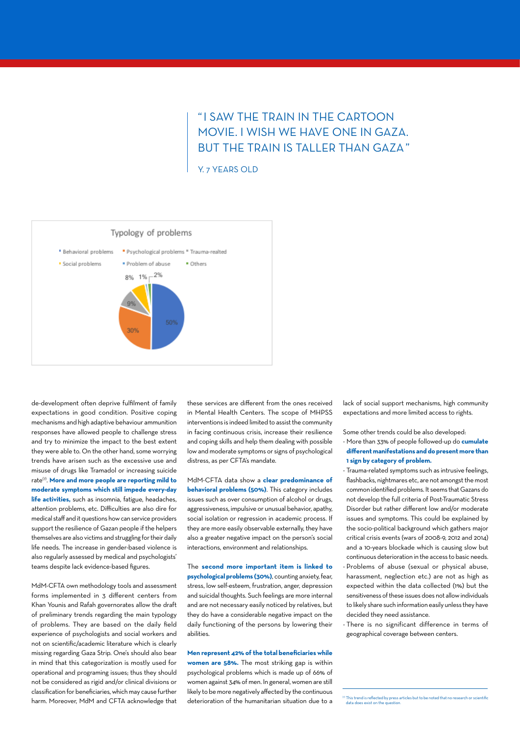> “I SAW THE TRAIN IN THE CARTOON MOVIE. I WISH WE HAVE ONE IN GAZA. BUT THE TRAIN IS TALLER THAN GAZA”
>
> Y. 7 YEARS OLD

Typology of problems

Behavioral problems
Psychological problems
Trauma-realted
Social problems
Problem of abuse
Others

50%
30%
9%
8%
1%
2%

de-development often deprive fulfilment of family expectations in good condition. Positive coping mechanisms and high adaptive behaviour ammunition responses have allowed people to challenge stress and try to minimize the impact to the best extent they were able to. On the other hand, some worrying trends have arisen such as the excessive use and misuse of drugs like Tramadol or increasing suicide rate[7]. **More and more people are reporting mild to moderate symptoms which still impede every-day life activities,** such as insomnia, fatigue, headaches, attention problems, etc. Difficulties are also dire for medical staff and it questions how can service providers support the resilience of Gazan people if the helpers themselves are also victims and struggling for their daily life needs. The increase in gender-based violence is also regularly assessed by medical and psychologists' teams despite lack evidence-based figures.

MdM-CFTA own methodology tools and assessment forms implemented in 3 different centers from Khan Younis and Rafah governorates allow the draft of preliminary trends regarding the main typology of problems. They are based on the daily field experience of psychologists and social workers and not on scientific/academic literature which is clearly missing regarding Gaza Strip. One's should also bear in mind that this categorization is mostly used for operational and programing issues; thus they should not be considered as rigid and/or clinical divisions or classification for beneficiaries, which may cause further harm. Moreover, MdM and CFTA acknowledge that these services are different from the ones received in Mental Health Centers. The scope of MHPSS interventions is indeed limited to assist the community in facing continuous crisis, increase their resilience and coping skills and help them dealing with possible low and moderate symptoms or signs of psychological distress, as per CFTA's mandate.

MdM-CFTA data show a **clear predominance of behavioral problems (50%)**. This category includes issues such as over consumption of alcohol or drugs, aggressiveness, impulsive or unusual behavior, apathy, social isolation or regression in academic process. If they are more easily observable externally, they have also a greater negative impact on the person's social interactions, environment and relationships.

The **second more important item is linked to psychological problems (30%)**, counting anxiety, fear, stress, low self-esteem, frustration, anger, depression and suicidal thoughts. Such feelings are more internal and are not necessary easily noticed by relatives, but they do have a considerable negative impact on the daily functioning of the persons by lowering their abilities.

**Men represent 42% of the total beneficiaries while women are 58%.** The most striking gap is within psychological problems which is made up of 66% of women against 34% of men. In general, women are still likely to be more negatively affected by the continuous deterioration of the humanitarian situation due to a lack of social support mechanisms, high community expectations and more limited access to rights.

Some other trends could be also developed:

- More than 33% of people followed-up do **cumulate different manifestations and do present more than 1 sign by category of problem.**
- Trauma-related symptoms such as intrusive feelings, flashbacks, nightmares etc, are not amongst the most common identified problems. It seems that Gazans do not develop the full criteria of Post-Traumatic Stress Disorder but rather different low and/or moderate issues and symptoms. This could be explained by the socio-political background which gathers major critical crisis events (wars of 2008-9, 2012 and 2014) and a 10-years blockade which is causing slow but continuous deterioration in the access to basic needs.
- Problems of abuse (sexual or physical abuse, harassment, neglection etc.) are not as high as expected within the data collected (1%) but the sensitiveness of these issues does not allow individuals to likely share such information easily unless they have decided they need assistance.
- There is no significant difference in terms of geographical coverage between centers.

[7] This trend is reflected by press articles but to be noted that no research or scientific data does exist on the question.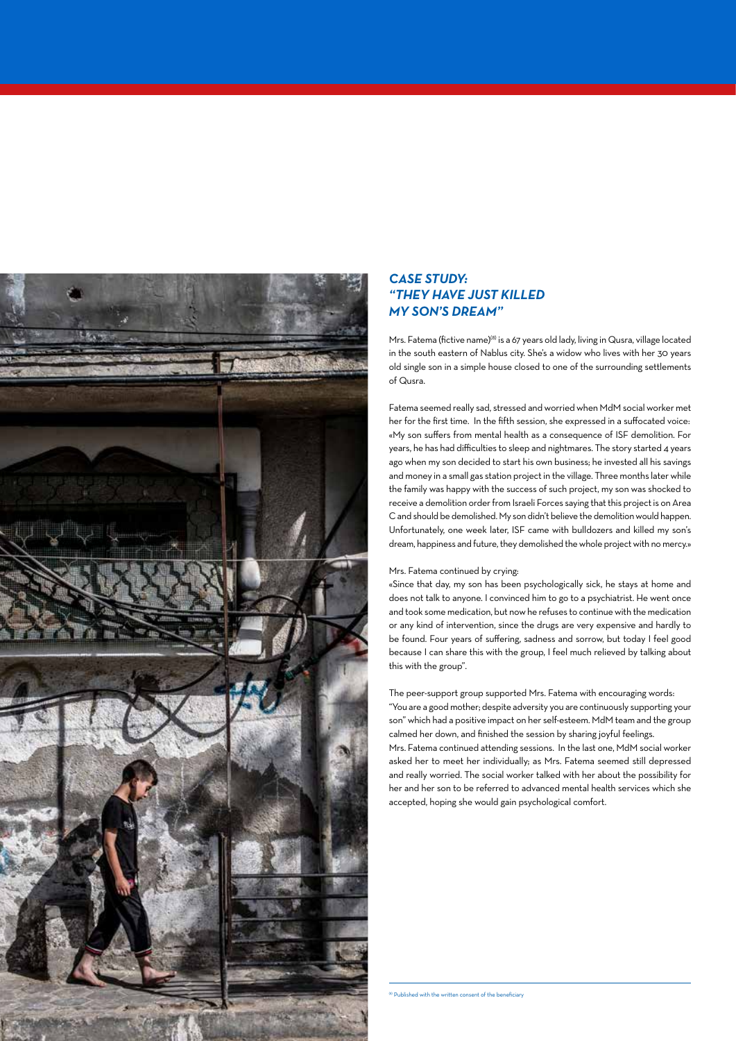### *CASE STUDY: "THEY HAVE JUST KILLED MY SON'S DREAM"*

Mrs. Fatema (fictive name)[8] is a 67 years old lady, living in Qusra, village located in the south eastern of Nablus city. She's a widow who lives with her 30 years old single son in a simple house closed to one of the surrounding settlements of Qusra.

Fatema seemed really sad, stressed and worried when MdM social worker met her for the first time. In the fifth session, she expressed in a suffocated voice: «My son suffers from mental health as a consequence of ISF demolition. For years, he has had difficulties to sleep and nightmares. The story started 4 years ago when my son decided to start his own business; he invested all his savings and money in a small gas station project in the village. Three months later while the family was happy with the success of such project, my son was shocked to receive a demolition order from Israeli Forces saying that this project is on Area C and should be demolished. My son didn't believe the demolition would happen. Unfortunately, one week later, ISF came with bulldozers and killed my son's dream, happiness and future, they demolished the whole project with no mercy.»

Mrs. Fatema continued by crying:
«Since that day, my son has been psychologically sick, he stays at home and does not talk to anyone. I convinced him to go to a psychiatrist. He went once and took some medication, but now he refuses to continue with the medication or any kind of intervention, since the drugs are very expensive and hardly to be found. Four years of suffering, sadness and sorrow, but today I feel good because I can share this with the group, I feel much relieved by talking about this with the group".

The peer-support group supported Mrs. Fatema with encouraging words: "You are a good mother; despite adversity you are continuously supporting your son" which had a positive impact on her self-esteem. MdM team and the group calmed her down, and finished the session by sharing joyful feelings.
Mrs. Fatema continued attending sessions. In the last one, MdM social worker asked her to meet her individually; as Mrs. Fatema seemed still depressed and really worried. The social worker talked with her about the possibility for her and her son to be referred to advanced mental health services which she accepted, hoping she would gain psychological comfort.

[8] Published with the written consent of the beneficiary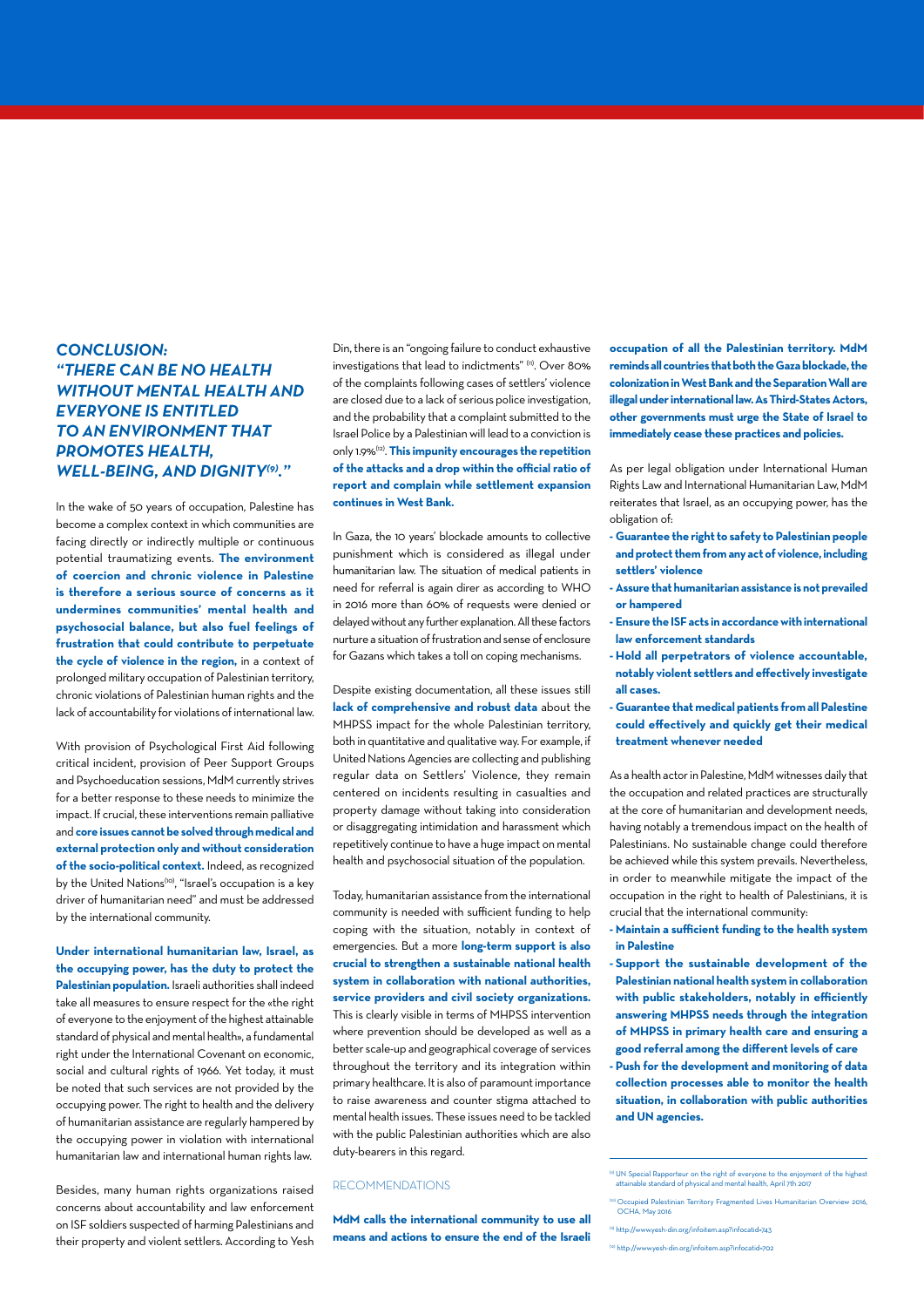## *CONCLUSION: "THERE CAN BE NO HEALTH WITHOUT MENTAL HEALTH AND EVERYONE IS ENTITLED TO AN ENVIRONMENT THAT PROMOTES HEALTH, WELL-BEING, AND DIGNITY[9]."*

In the wake of 50 years of occupation, Palestine has become a complex context in which communities are facing directly or indirectly multiple or continuous potential traumatizing events. **The environment of coercion and chronic violence in Palestine is therefore a serious source of concerns as it undermines communities' mental health and psychosocial balance, but also fuel feelings of frustration that could contribute to perpetuate the cycle of violence in the region,** in a context of prolonged military occupation of Palestinian territory, chronic violations of Palestinian human rights and the lack of accountability for violations of international law.

With provision of Psychological First Aid following critical incident, provision of Peer Support Groups and Psychoeducation sessions, MdM currently strives for a better response to these needs to minimize the impact. If crucial, these interventions remain palliative and **core issues cannot be solved through medical and external protection only and without consideration of the socio-political context.** Indeed, as recognized by the United Nations[10], "Israel's occupation is a key driver of humanitarian need" and must be addressed by the international community.

**Under international humanitarian law, Israel, as the occupying power, has the duty to protect the Palestinian population.** Israeli authorities shall indeed take all measures to ensure respect for the «the right of everyone to the enjoyment of the highest attainable standard of physical and mental health», a fundamental right under the International Covenant on economic, social and cultural rights of 1966. Yet today, it must be noted that such services are not provided by the occupying power. The right to health and the delivery of humanitarian assistance are regularly hampered by the occupying power in violation with international humanitarian law and international human rights law.

Besides, many human rights organizations raised concerns about accountability and law enforcement on ISF soldiers suspected of harming Palestinians and their property and violent settlers. According to Yesh Din, there is an "ongoing failure to conduct exhaustive investigations that lead to indictments" [11]. Over 80% of the complaints following cases of settlers' violence are closed due to a lack of serious police investigation, and the probability that a complaint submitted to the Israel Police by a Palestinian will lead to a conviction is only 1.9%[12]. **This impunity encourages the repetition of the attacks and a drop within the official ratio of report and complain while settlement expansion continues in West Bank.**

In Gaza, the 10 years' blockade amounts to collective punishment which is considered as illegal under humanitarian law. The situation of medical patients in need for referral is again direr as according to WHO in 2016 more than 60% of requests were denied or delayed without any further explanation. All these factors nurture a situation of frustration and sense of enclosure for Gazans which takes a toll on coping mechanisms.

Despite existing documentation, all these issues still **lack of comprehensive and robust data** about the MHPSS impact for the whole Palestinian territory, both in quantitative and qualitative way. For example, if United Nations Agencies are collecting and publishing regular data on Settlers' Violence, they remain centered on incidents resulting in casualties and property damage without taking into consideration or disaggregating intimidation and harassment which repetitively continue to have a huge impact on mental health and psychosocial situation of the population.

Today, humanitarian assistance from the international community is needed with sufficient funding to help coping with the situation, notably in context of emergencies. But a more **long-term support is also crucial to strengthen a sustainable national health system in collaboration with national authorities, service providers and civil society organizations.** This is clearly visible in terms of MHPSS intervention where prevention should be developed as well as a better scale-up and geographical coverage of services throughout the territory and its integration within primary healthcare. It is also of paramount importance to raise awareness and counter stigma attached to mental health issues. These issues need to be tackled with the public Palestinian authorities which are also duty-bearers in this regard.

### RECOMMENDATIONS

**MdM calls the international community to use all means and actions to ensure the end of the Israeli occupation of all the Palestinian territory. MdM reminds all countries that both the Gaza blockade, the colonization in West Bank and the Separation Wall are illegal under international law. As Third-States Actors, other governments must urge the State of Israel to immediately cease these practices and policies.**

As per legal obligation under International Human Rights Law and International Humanitarian Law, MdM reiterates that Israel, as an occupying power, has the obligation of:

- **Guarantee the right to safety to Palestinian people and protect them from any act of violence, including settlers' violence**
- **Assure that humanitarian assistance is not prevailed or hampered**
- **Ensure the ISF acts in accordance with international law enforcement standards**
- **Hold all perpetrators of violence accountable, notably violent settlers and effectively investigate all cases.**
- **Guarantee that medical patients from all Palestine could effectively and quickly get their medical treatment whenever needed**

As a health actor in Palestine, MdM witnesses daily that the occupation and related practices are structurally at the core of humanitarian and development needs, having notably a tremendous impact on the health of Palestinians. No sustainable change could therefore be achieved while this system prevails. Nevertheless, in order to meanwhile mitigate the impact of the occupation in the right to health of Palestinians, it is crucial that the international community:

- **Maintain a sufficient funding to the health system in Palestine**
- **Support the sustainable development of the Palestinian national health system in collaboration with public stakeholders, notably in efficiently answering MHPSS needs through the integration of MHPSS in primary health care and ensuring a good referral among the different levels of care**
- **Push for the development and monitoring of data collection processes able to monitor the health situation, in collaboration with public authorities and UN agencies.**

---

[9] UN Special Rapporteur on the right of everyone to the enjoyment of the highest attainable standard of physical and mental health, April 7th 2017

[10] Occupied Palestinian Territory Fragmented Lives Humanitarian Overview 2016, OCHA, May 2016

[11] http://www.yesh-din.org/infoitem.asp?infocatid=743

[12] http://www.yesh-din.org/infoitem.asp?infocatid=702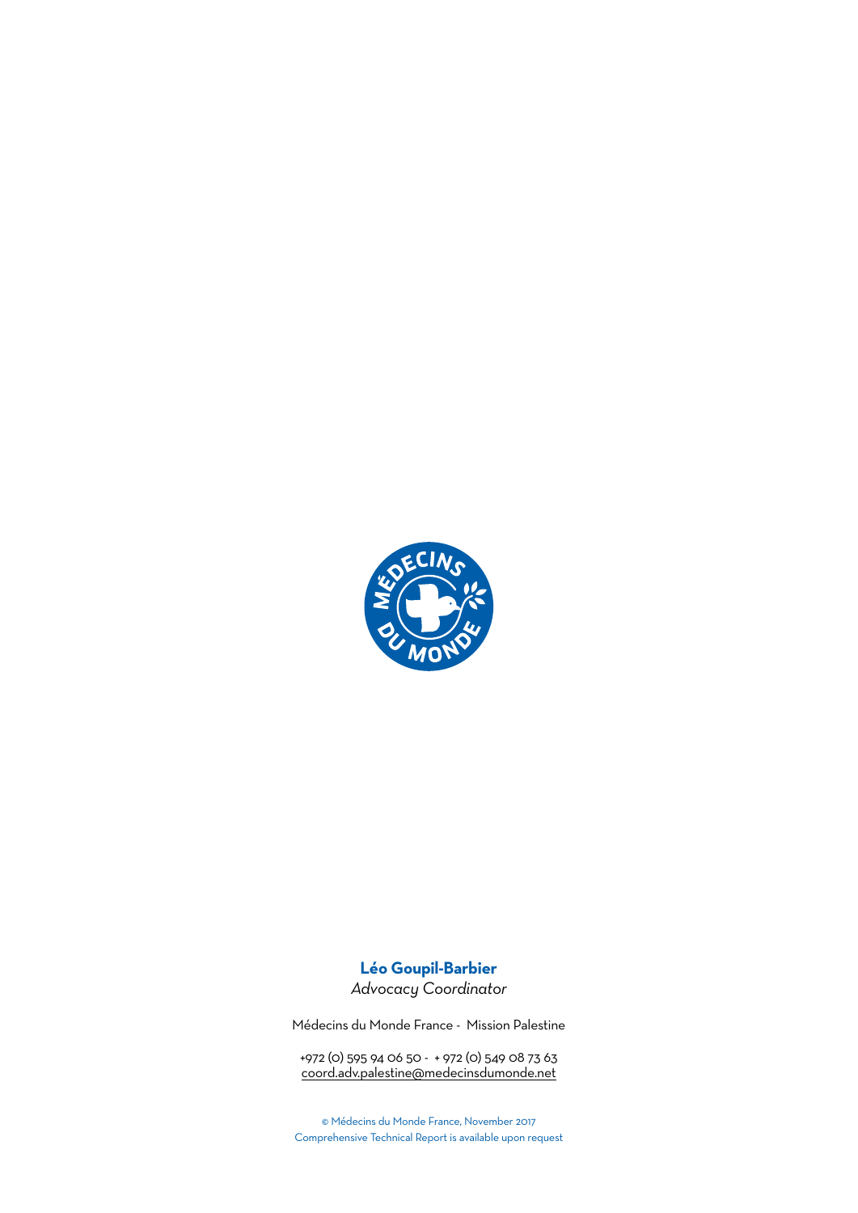**Léo Goupil-Barbier**
*Advocacy Coordinator*

Médecins du Monde France - Mission Palestine

+972 (0) 595 94 06 50 - + 972 (0) 549 08 73 63
coord.adv.palestine@medecinsdumonde.net

© Médecins du Monde France, November 2017
Comprehensive Technical Report is available upon request